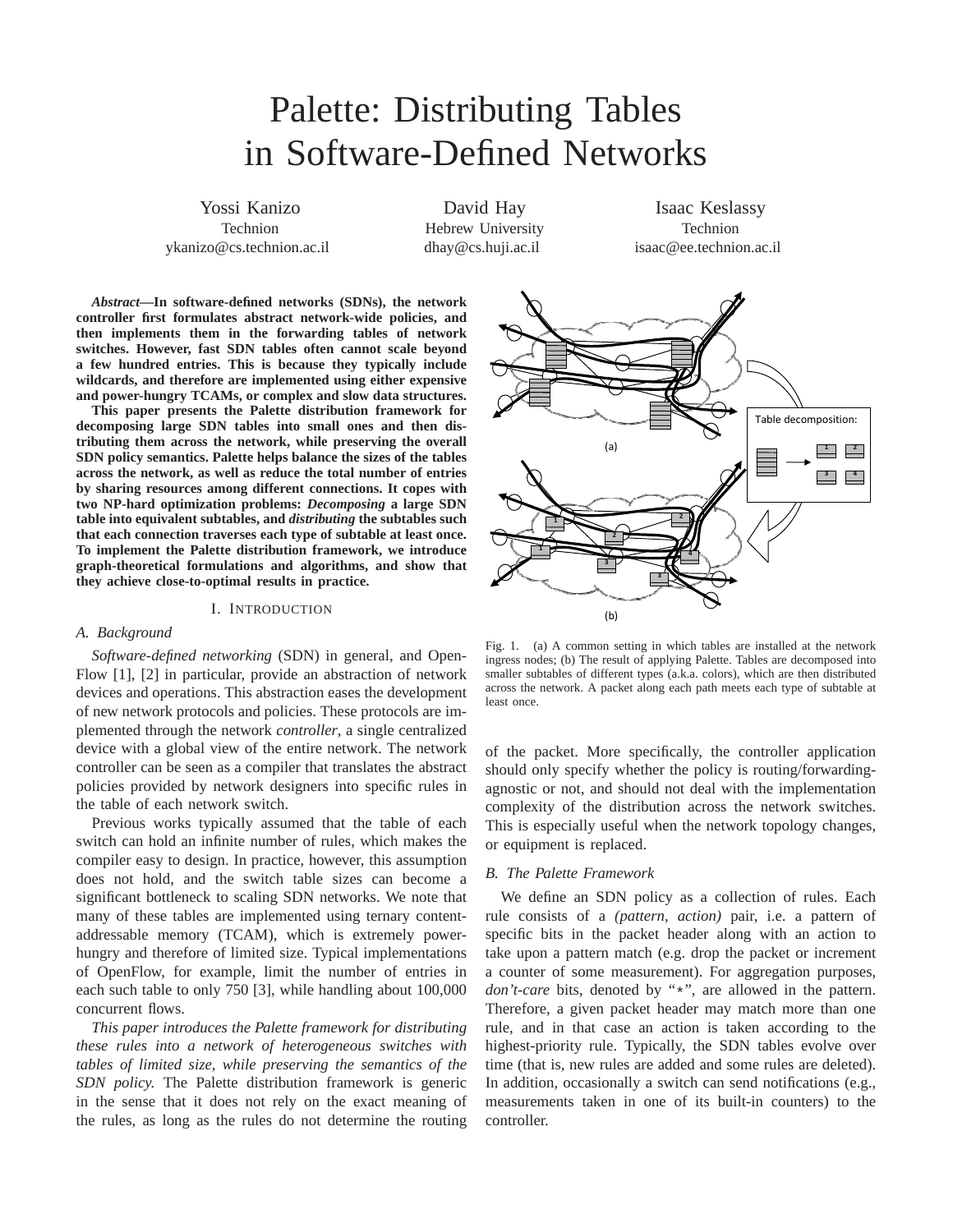# Palette: Distributing Tables in Software-Defined Networks

Yossi Kanizo
Technion
ykanizo@cs.technion.ac.il

David Hay
Hebrew University
dhay@cs.huji.ac.il

Isaac Keslassy
Technion
isaac@ee.technion.ac.il

***Abstract*—In software-defined networks (SDNs), the network controller first formulates abstract network-wide policies, and then implements them in the forwarding tables of network switches. However, fast SDN tables often cannot scale beyond a few hundred entries. This is because they typically include wildcards, and therefore are implemented using either expensive and power-hungry TCAMs, or complex and slow data structures.**

**This paper presents the Palette distribution framework for decomposing large SDN tables into small ones and then distributing them across the network, while preserving the overall SDN policy semantics. Palette helps balance the sizes of the tables across the network, as well as reduce the total number of entries by sharing resources among different connections. It copes with two NP-hard optimization problems: *Decomposing* a large SDN table into equivalent subtables, and *distributing* the subtables such that each connection traverses each type of subtable at least once. To implement the Palette distribution framework, we introduce graph-theoretical formulations and algorithms, and show that they achieve close-to-optimal results in practice.**

Fig. 1. (a) A common setting in which tables are installed at the network ingress nodes; (b) The result of applying Palette. Tables are decomposed into smaller subtables of different types (a.k.a. colors), which are then distributed across the network. A packet along each path meets each type of subtable at least once.

## I. Introduction

### A. Background

*Software-defined networking* (SDN) in general, and OpenFlow [1], [2] in particular, provide an abstraction of network devices and operations. This abstraction eases the development of new network protocols and policies. These protocols are implemented through the network *controller*, a single centralized device with a global view of the entire network. The network controller can be seen as a compiler that translates the abstract policies provided by network designers into specific rules in the table of each network switch.

Previous works typically assumed that the table of each switch can hold an infinite number of rules, which makes the compiler easy to design. In practice, however, this assumption does not hold, and the switch table sizes can become a significant bottleneck to scaling SDN networks. We note that many of these tables are implemented using ternary content-addressable memory (TCAM), which is extremely power-hungry and therefore of limited size. Typical implementations of OpenFlow, for example, limit the number of entries in each such table to only 750 [3], while handling about 100,000 concurrent flows.

*This paper introduces the Palette framework for distributing these rules into a network of heterogeneous switches with tables of limited size, while preserving the semantics of the SDN policy.* The Palette distribution framework is generic in the sense that it does not rely on the exact meaning of the rules, as long as the rules do not determine the routing of the packet. More specifically, the controller application should only specify whether the policy is routing/forwarding-agnostic or not, and should not deal with the implementation complexity of the distribution across the network switches. This is especially useful when the network topology changes, or equipment is replaced.

### B. The Palette Framework

We define an SDN policy as a collection of rules. Each rule consists of a *(pattern, action)* pair, i.e. a pattern of specific bits in the packet header along with an action to take upon a pattern match (e.g. drop the packet or increment a counter of some measurement). For aggregation purposes, *don't-care* bits, denoted by "*", are allowed in the pattern. Therefore, a given packet header may match more than one rule, and in that case an action is taken according to the highest-priority rule. Typically, the SDN tables evolve over time (that is, new rules are added and some rules are deleted). In addition, occasionally a switch can send notifications (e.g., measurements taken in one of its built-in counters) to the controller.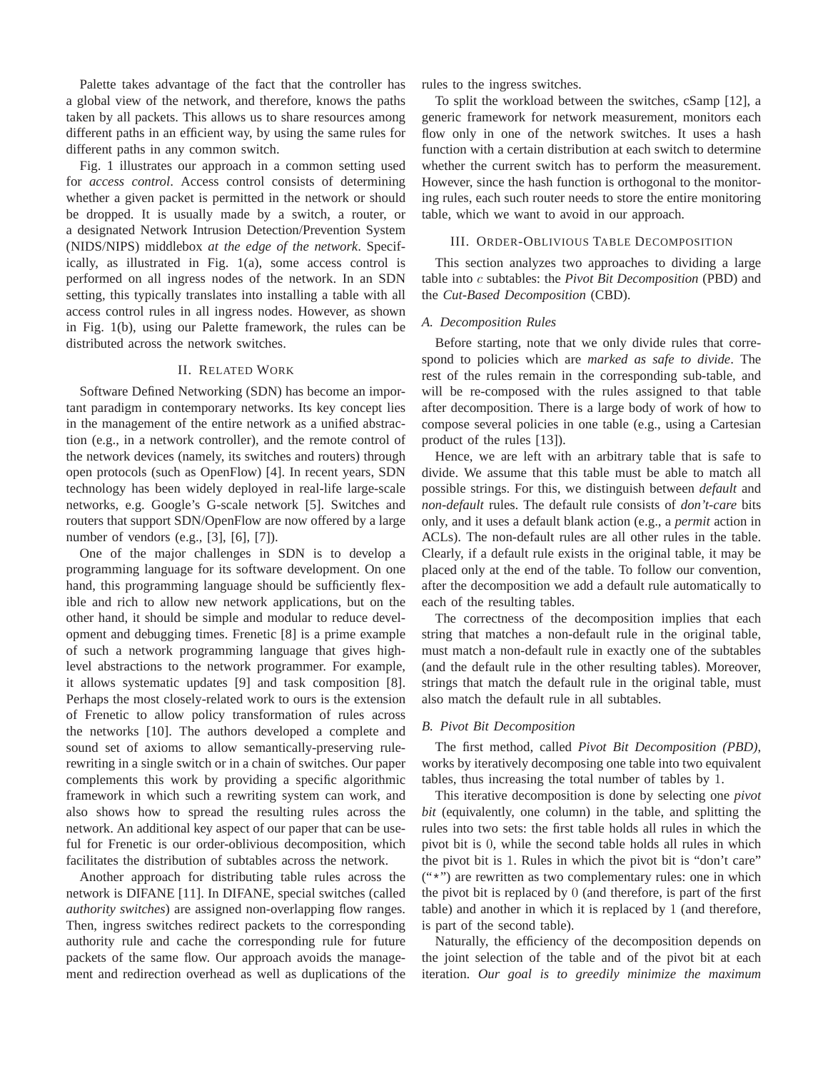Palette takes advantage of the fact that the controller has a global view of the network, and therefore, knows the paths taken by all packets. This allows us to share resources among different paths in an efficient way, by using the same rules for different paths in any common switch.

Fig. 1 illustrates our approach in a common setting used for *access control*. Access control consists of determining whether a given packet is permitted in the network or should be dropped. It is usually made by a switch, a router, or a designated Network Intrusion Detection/Prevention System (NIDS/NIPS) middlebox *at the edge of the network*. Specifically, as illustrated in Fig. 1(a), some access control is performed on all ingress nodes of the network. In an SDN setting, this typically translates into installing a table with all access control rules in all ingress nodes. However, as shown in Fig. 1(b), using our Palette framework, the rules can be distributed across the network switches.

## II. Related Work

Software Defined Networking (SDN) has become an important paradigm in contemporary networks. Its key concept lies in the management of the entire network as a unified abstraction (e.g., in a network controller), and the remote control of the network devices (namely, its switches and routers) through open protocols (such as OpenFlow) [4]. In recent years, SDN technology has been widely deployed in real-life large-scale networks, e.g. Google's G-scale network [5]. Switches and routers that support SDN/OpenFlow are now offered by a large number of vendors (e.g., [3], [6], [7]).

One of the major challenges in SDN is to develop a programming language for its software development. On one hand, this programming language should be sufficiently flexible and rich to allow new network applications, but on the other hand, it should be simple and modular to reduce development and debugging times. Frenetic [8] is a prime example of such a network programming language that gives high-level abstractions to the network programmer. For example, it allows systematic updates [9] and task composition [8]. Perhaps the most closely-related work to ours is the extension of Frenetic to allow policy transformation of rules across the networks [10]. The authors developed a complete and sound set of axioms to allow semantically-preserving rule-rewriting in a single switch or in a chain of switches. Our paper complements this work by providing a specific algorithmic framework in which such a rewriting system can work, and also shows how to spread the resulting rules across the network. An additional key aspect of our paper that can be useful for Frenetic is our order-oblivious decomposition, which facilitates the distribution of subtables across the network.

Another approach for distributing table rules across the network is DIFANE [11]. In DIFANE, special switches (called *authority switches*) are assigned non-overlapping flow ranges. Then, ingress switches redirect packets to the corresponding authority rule and cache the corresponding rule for future packets of the same flow. Our approach avoids the management and redirection overhead as well as duplications of the rules to the ingress switches.

To split the workload between the switches, cSamp [12], a generic framework for network measurement, monitors each flow only in one of the network switches. It uses a hash function with a certain distribution at each switch to determine whether the current switch has to perform the measurement. However, since the hash function is orthogonal to the monitoring rules, each such router needs to store the entire monitoring table, which we want to avoid in our approach.

## III. Order-Oblivious Table Decomposition

This section analyzes two approaches to dividing a large table into $c$ subtables: the *Pivot Bit Decomposition* (PBD) and the *Cut-Based Decomposition* (CBD).

### A. Decomposition Rules

Before starting, note that we only divide rules that correspond to policies which are *marked as safe to divide*. The rest of the rules remain in the corresponding sub-table, and will be re-composed with the rules assigned to that table after decomposition. There is a large body of work of how to compose several policies in one table (e.g., using a Cartesian product of the rules [13]).

Hence, we are left with an arbitrary table that is safe to divide. We assume that this table must be able to match all possible strings. For this, we distinguish between *default* and *non-default* rules. The default rule consists of *don't-care* bits only, and it uses a default blank action (e.g., a *permit* action in ACLs). The non-default rules are all other rules in the table. Clearly, if a default rule exists in the original table, it may be placed only at the end of the table. To follow our convention, after the decomposition we add a default rule automatically to each of the resulting tables.

The correctness of the decomposition implies that each string that matches a non-default rule in the original table, must match a non-default rule in exactly one of the subtables (and the default rule in the other resulting tables). Moreover, strings that match the default rule in the original table, must also match the default rule in all subtables.

### B. Pivot Bit Decomposition

The first method, called *Pivot Bit Decomposition (PBD)*, works by iteratively decomposing one table into two equivalent tables, thus increasing the total number of tables by 1.

This iterative decomposition is done by selecting one *pivot bit* (equivalently, one column) in the table, and splitting the rules into two sets: the first table holds all rules in which the pivot bit is 0, while the second table holds all rules in which the pivot bit is 1. Rules in which the pivot bit is "don't care" ("$*$") are rewritten as two complementary rules: one in which the pivot bit is replaced by 0 (and therefore, is part of the first table) and another in which it is replaced by 1 (and therefore, is part of the second table).

Naturally, the efficiency of the decomposition depends on the joint selection of the table and of the pivot bit at each iteration. *Our goal is to greedily minimize the maximum*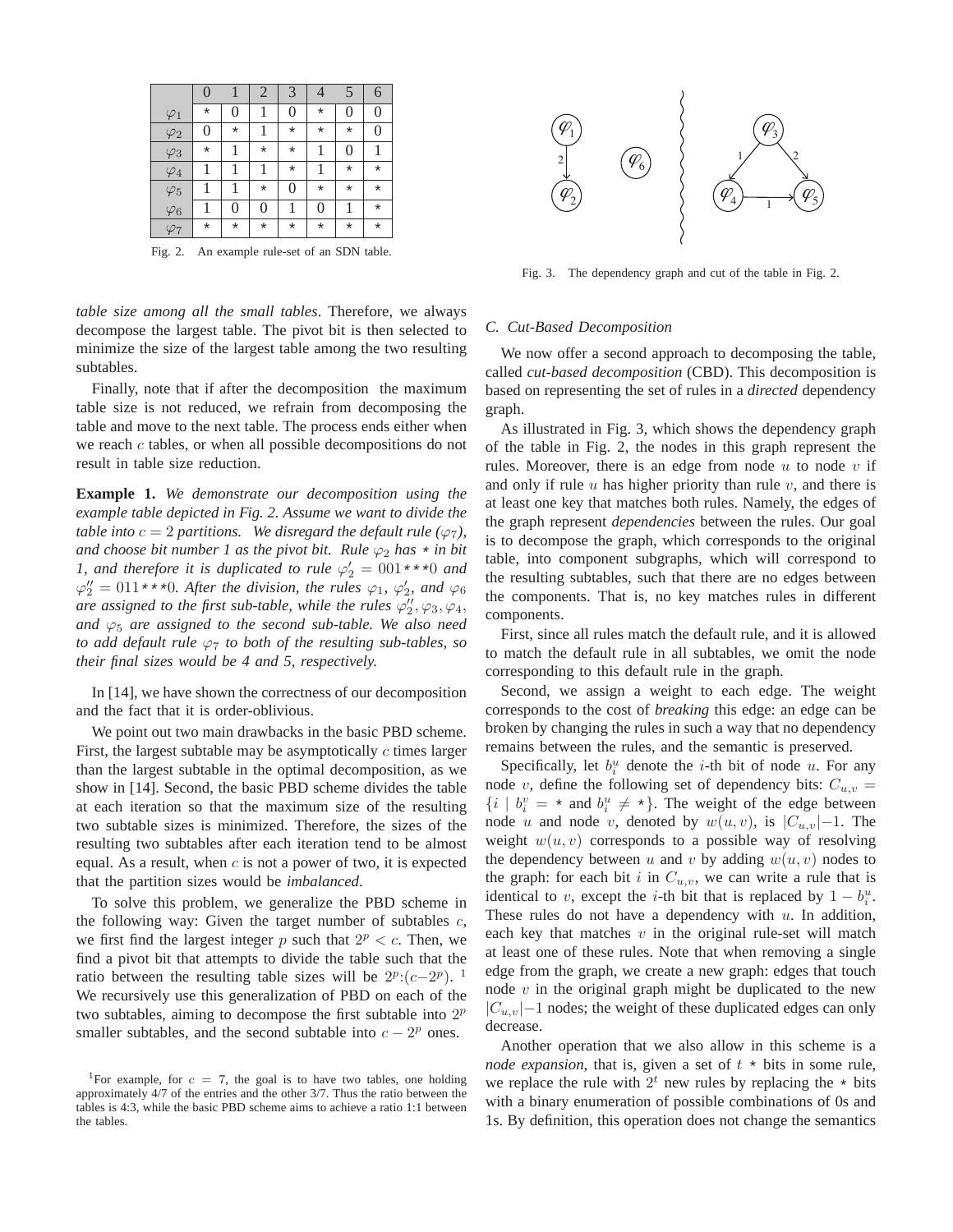|  | 0 | 1 | 2 | 3 | 4 | 5 | 6 |
| --- | --- | --- | --- | --- | --- | --- | --- |
| $\varphi_1$ | * | 0 | 1 | 0 | * | 0 | 0 |
| $\varphi_2$ | 0 | * | 1 | * | * | * | 0 |
| $\varphi_3$ | * | 1 | * | * | 1 | 0 | 1 |
| $\varphi_4$ | 1 | 1 | 1 | * | 1 | * | * |
| $\varphi_5$ | 1 | 1 | * | 0 | * | * | * |
| $\varphi_6$ | 1 | 0 | 0 | 1 | 0 | 1 | * |
| $\varphi_7$ | * | * | * | * | * | * | * |

Fig. 2. An example rule-set of an SDN table.

Fig. 3. The dependency graph and cut of the table in Fig. 2.

*table size among all the small tables*. Therefore, we always decompose the largest table. The pivot bit is then selected to minimize the size of the largest table among the two resulting subtables.

Finally, note that if after the decomposition the maximum table size is not reduced, we refrain from decomposing the table and move to the next table. The process ends either when we reach $c$ tables, or when all possible decompositions do not result in table size reduction.

**Example 1.** *We demonstrate our decomposition using the example table depicted in Fig. 2. Assume we want to divide the table into $c = 2$ partitions. We disregard the default rule ($\varphi_7$), and choose bit number 1 as the pivot bit. Rule $\varphi_2$ has * in bit 1, and therefore it is duplicated to rule $\varphi_2' = 001{*}{*}{*}0$ and $\varphi_2'' = 011{*}{*}{*}0$. After the division, the rules $\varphi_1$, $\varphi_2'$, and $\varphi_6$ are assigned to the first sub-table, while the rules $\varphi_2''$, $\varphi_3$, $\varphi_4$, and $\varphi_5$ are assigned to the second sub-table. We also need to add default rule $\varphi_7$ to both of the resulting sub-tables, so their final sizes would be 4 and 5, respectively.*

In [14], we have shown the correctness of our decomposition and the fact that it is order-oblivious.

We point out two main drawbacks in the basic PBD scheme. First, the largest subtable may be asymptotically $c$ times larger than the largest subtable in the optimal decomposition, as we show in [14]. Second, the basic PBD scheme divides the table at each iteration so that the maximum size of the resulting two subtable sizes is minimized. Therefore, the sizes of the resulting two subtables after each iteration tend to be almost equal. As a result, when $c$ is not a power of two, it is expected that the partition sizes would be *imbalanced*.

To solve this problem, we generalize the PBD scheme in the following way: Given the target number of subtables $c$, we first find the largest integer $p$ such that $2^p < c$. Then, we find a pivot bit that attempts to divide the table such that the ratio between the resulting table sizes will be $2^p{:}(c-2^p)$. [1] We recursively use this generalization of PBD on each of the two subtables, aiming to decompose the first subtable into $2^p$ smaller subtables, and the second subtable into $c - 2^p$ ones.

[1]For example, for $c = 7$, the goal is to have two tables, one holding approximately 4/7 of the entries and the other 3/7. Thus the ratio between the tables is 4:3, while the basic PBD scheme aims to achieve a ratio 1:1 between the tables.

### C. Cut-Based Decomposition

We now offer a second approach to decomposing the table, called *cut-based decomposition* (CBD). This decomposition is based on representing the set of rules in a *directed* dependency graph.

As illustrated in Fig. 3, which shows the dependency graph of the table in Fig. 2, the nodes in this graph represent the rules. Moreover, there is an edge from node $u$ to node $v$ if and only if rule $u$ has higher priority than rule $v$, and there is at least one key that matches both rules. Namely, the edges of the graph represent *dependencies* between the rules. Our goal is to decompose the graph, which corresponds to the original table, into component subgraphs, which will correspond to the resulting subtables, such that there are no edges between the components. That is, no key matches rules in different components.

First, since all rules match the default rule, and it is allowed to match the default rule in all subtables, we omit the node corresponding to this default rule in the graph.

Second, we assign a weight to each edge. The weight corresponds to the cost of *breaking* this edge: an edge can be broken by changing the rules in such a way that no dependency remains between the rules, and the semantic is preserved.

Specifically, let $b_i^u$ denote the $i$-th bit of node $u$. For any node $v$, define the following set of dependency bits: $C_{u,v} = \{i \mid b_i^v = * \text{ and } b_i^u \neq *\}$. The weight of the edge between node $u$ and node $v$, denoted by $w(u, v)$, is $|C_{u,v}|-1$. The weight $w(u, v)$ corresponds to a possible way of resolving the dependency between $u$ and $v$ by adding $w(u, v)$ nodes to the graph: for each bit $i$ in $C_{u,v}$, we can write a rule that is identical to $v$, except the $i$-th bit that is replaced by $1 - b_i^u$. These rules do not have a dependency with $u$. In addition, each key that matches $v$ in the original rule-set will match at least one of these rules. Note that when removing a single edge from the graph, we create a new graph: edges that touch node $v$ in the original graph might be duplicated to the new $|C_{u,v}|-1$ nodes; the weight of these duplicated edges can only decrease.

Another operation that we also allow in this scheme is a *node expansion*, that is, given a set of $t$ * bits in some rule, we replace the rule with $2^t$ new rules by replacing the * bits with a binary enumeration of possible combinations of 0s and 1s. By definition, this operation does not change the semantics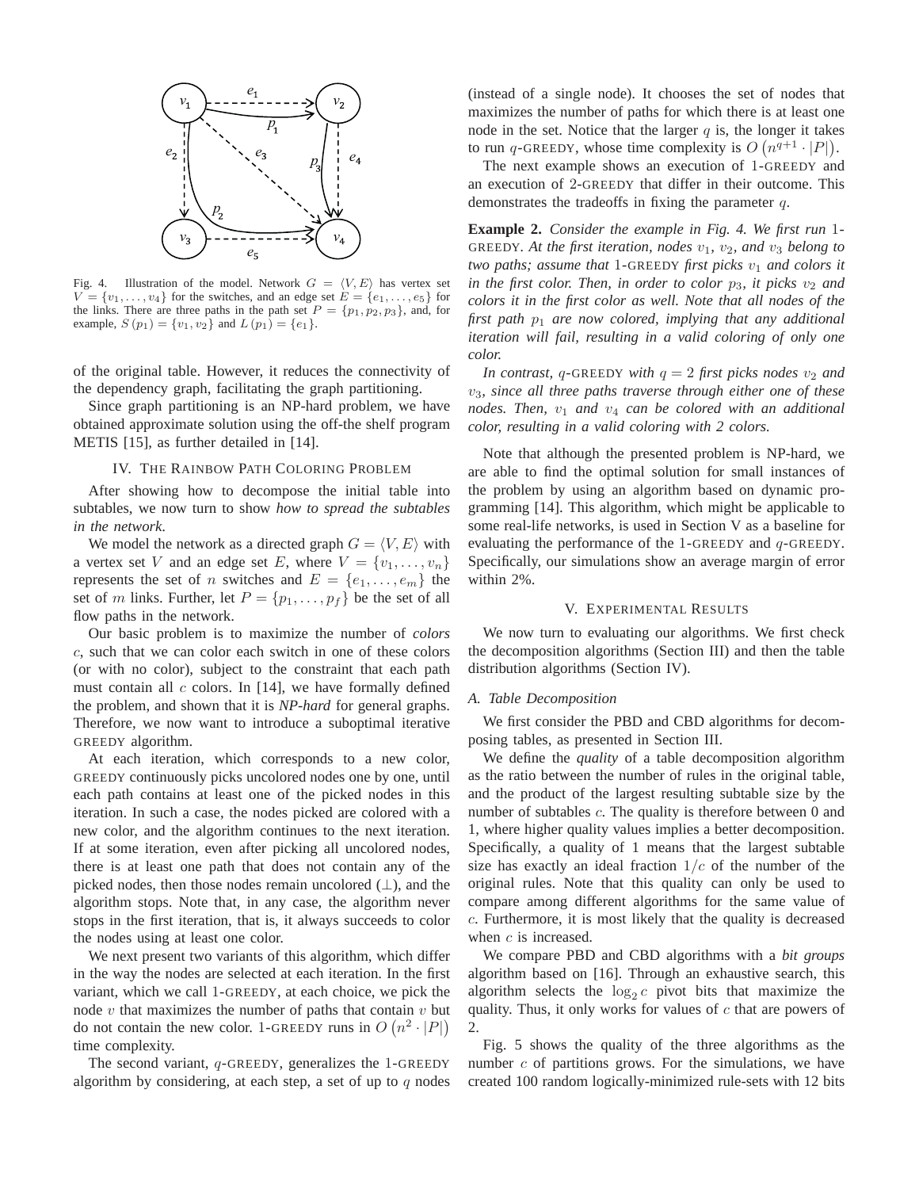Fig. 4. Illustration of the model. Network $G = \langle V, E \rangle$ has vertex set $V = \{v_1, \ldots, v_4\}$ for the switches, and an edge set $E = \{e_1, \ldots, e_5\}$ for the links. There are three paths in the path set $P = \{p_1, p_2, p_3\}$, and, for example, $S(p_1) = \{v_1, v_2\}$ and $L(p_1) = \{e_1\}$.

of the original table. However, it reduces the connectivity of the dependency graph, facilitating the graph partitioning.

Since graph partitioning is an NP-hard problem, we have obtained approximate solution using the off-the shelf program METIS [15], as further detailed in [14].

## IV. The Rainbow Path Coloring Problem

After showing how to decompose the initial table into subtables, we now turn to show *how to spread the subtables in the network*.

We model the network as a directed graph $G = \langle V, E \rangle$ with a vertex set $V$ and an edge set $E$, where $V = \{v_1, \ldots, v_n\}$ represents the set of $n$ switches and $E = \{e_1, \ldots, e_m\}$ the set of $m$ links. Further, let $P = \{p_1, \ldots, p_f\}$ be the set of all flow paths in the network.

Our basic problem is to maximize the number of *colors* $c$, such that we can color each switch in one of these colors (or with no color), subject to the constraint that each path must contain all $c$ colors. In [14], we have formally defined the problem, and shown that it is *NP-hard* for general graphs. Therefore, we now want to introduce a suboptimal iterative GREEDY algorithm.

At each iteration, which corresponds to a new color, GREEDY continuously picks uncolored nodes one by one, until each path contains at least one of the picked nodes in this iteration. In such a case, the nodes picked are colored with a new color, and the algorithm continues to the next iteration. If at some iteration, even after picking all uncolored nodes, there is at least one path that does not contain any of the picked nodes, then those nodes remain uncolored ($\perp$), and the algorithm stops. Note that, in any case, the algorithm never stops in the first iteration, that is, it always succeeds to color the nodes using at least one color.

We next present two variants of this algorithm, which differ in the way the nodes are selected at each iteration. In the first variant, which we call 1-GREEDY, at each choice, we pick the node $v$ that maximizes the number of paths that contain $v$ but do not contain the new color. 1-GREEDY runs in $O\left(n^2 \cdot |P|\right)$ time complexity.

The second variant, $q$-GREEDY, generalizes the 1-GREEDY algorithm by considering, at each step, a set of up to $q$ nodes (instead of a single node). It chooses the set of nodes that maximizes the number of paths for which there is at least one node in the set. Notice that the larger $q$ is, the longer it takes to run $q$-GREEDY, whose time complexity is $O\left(n^{q+1} \cdot |P|\right)$.

The next example shows an execution of 1-GREEDY and an execution of 2-GREEDY that differ in their outcome. This demonstrates the tradeoffs in fixing the parameter $q$.

**Example 2.** *Consider the example in Fig. 4. We first run* 1-GREEDY. *At the first iteration, nodes $v_1$, $v_2$, and $v_3$ belong to two paths; assume that* 1-GREEDY *first picks $v_1$ and colors it in the first color. Then, in order to color $p_3$, it picks $v_2$ and colors it in the first color as well. Note that all nodes of the first path $p_1$ are now colored, implying that any additional iteration will fail, resulting in a valid coloring of only one color.*

*In contrast, $q$-GREEDY with $q = 2$ first picks nodes $v_2$ and $v_3$, since all three paths traverse through either one of these nodes. Then, $v_1$ and $v_4$ can be colored with an additional color, resulting in a valid coloring with 2 colors.*

Note that although the presented problem is NP-hard, we are able to find the optimal solution for small instances of the problem by using an algorithm based on dynamic programming [14]. This algorithm, which might be applicable to some real-life networks, is used in Section V as a baseline for evaluating the performance of the 1-GREEDY and $q$-GREEDY. Specifically, our simulations show an average margin of error within 2%.

## V. Experimental Results

We now turn to evaluating our algorithms. We first check the decomposition algorithms (Section III) and then the table distribution algorithms (Section IV).

### A. Table Decomposition

We first consider the PBD and CBD algorithms for decomposing tables, as presented in Section III.

We define the *quality* of a table decomposition algorithm as the ratio between the number of rules in the original table, and the product of the largest resulting subtable size by the number of subtables $c$. The quality is therefore between 0 and 1, where higher quality values implies a better decomposition. Specifically, a quality of 1 means that the largest subtable size has exactly an ideal fraction $1/c$ of the number of the original rules. Note that this quality can only be used to compare among different algorithms for the same value of $c$. Furthermore, it is most likely that the quality is decreased when $c$ is increased.

We compare PBD and CBD algorithms with a *bit groups* algorithm based on [16]. Through an exhaustive search, this algorithm selects the $\log_2 c$ pivot bits that maximize the quality. Thus, it only works for values of $c$ that are powers of 2.

Fig. 5 shows the quality of the three algorithms as the number $c$ of partitions grows. For the simulations, we have created 100 random logically-minimized rule-sets with 12 bits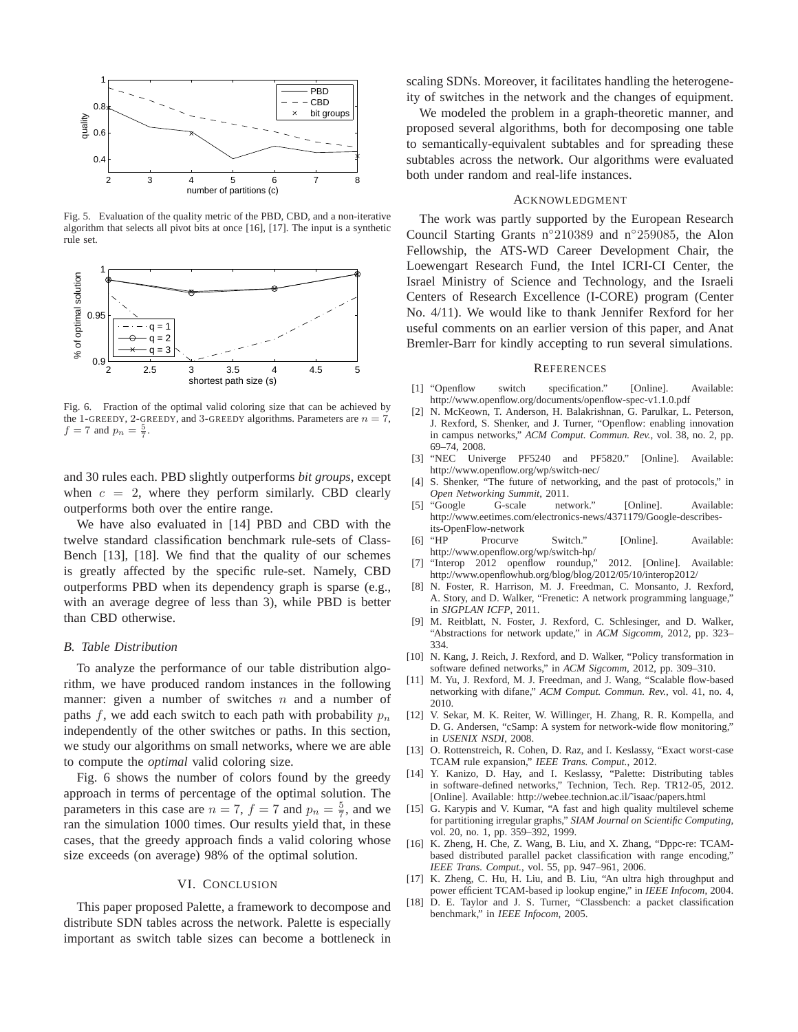1
0.8
0.6
0.4
quality
2 3 4 5 6 7 8
number of partitions (c)
PBD
CBD
bit groups

Fig. 5. Evaluation of the quality metric of the PBD, CBD, and a non-iterative algorithm that selects all pivot bits at once [16], [17]. The input is a synthetic rule set.

1
0.95
0.9
% of optimal solution
2 2.5 3 3.5 4 4.5 5
shortest path size (s)
q = 1
q = 2
q = 3

Fig. 6. Fraction of the optimal valid coloring size that can be achieved by the 1-GREEDY, 2-GREEDY, and 3-GREEDY algorithms. Parameters are $n = 7$, $f = 7$ and $p_n = \frac{5}{7}$.

and 30 rules each. PBD slightly outperforms *bit groups*, except when $c = 2$, where they perform similarly. CBD clearly outperforms both over the entire range.

We have also evaluated in [14] PBD and CBD with the twelve standard classification benchmark rule-sets of ClassBench [13], [18]. We find that the quality of our schemes is greatly affected by the specific rule-set. Namely, CBD outperforms PBD when its dependency graph is sparse (e.g., with an average degree of less than 3), while PBD is better than CBD otherwise.

### *B. Table Distribution*

To analyze the performance of our table distribution algorithm, we have produced random instances in the following manner: given a number of switches $n$ and a number of paths $f$, we add each switch to each path with probability $p_n$ independently of the other switches or paths. In this section, we study our algorithms on small networks, where we are able to compute the *optimal* valid coloring size.

Fig. 6 shows the number of colors found by the greedy approach in terms of percentage of the optimal solution. The parameters in this case are $n = 7$, $f = 7$ and $p_n = \frac{5}{7}$, and we ran the simulation 1000 times. Our results yield that, in these cases, that the greedy approach finds a valid coloring whose size exceeds (on average) 98% of the optimal solution.

## VI. CONCLUSION

This paper proposed Palette, a framework to decompose and distribute SDN tables across the network. Palette is especially important as switch table sizes can become a bottleneck in scaling SDNs. Moreover, it facilitates handling the heterogeneity of switches in the network and the changes of equipment.

We modeled the problem in a graph-theoretic manner, and proposed several algorithms, both for decomposing one table to semantically-equivalent subtables and for spreading these subtables across the network. Our algorithms were evaluated both under random and real-life instances.

## ACKNOWLEDGMENT

The work was partly supported by the European Research Council Starting Grants n°210389 and n°259085, the Alon Fellowship, the ATS-WD Career Development Chair, the Loewengart Research Fund, the Intel ICRI-CI Center, the Israel Ministry of Science and Technology, and the Israeli Centers of Research Excellence (I-CORE) program (Center No. 4/11). We would like to thank Jennifer Rexford for her useful comments on an earlier version of this paper, and Anat Bremler-Barr for kindly accepting to run several simulations.

## REFERENCES

[1] "Openflow switch specification." [Online]. Available: http://www.openflow.org/documents/openflow-spec-v1.1.0.pdf

[2] N. McKeown, T. Anderson, H. Balakrishnan, G. Parulkar, L. Peterson, J. Rexford, S. Shenker, and J. Turner, "Openflow: enabling innovation in campus networks," *ACM Comput. Commun. Rev.*, vol. 38, no. 2, pp. 69–74, 2008.

[3] "NEC Univerge PF5240 and PF5820." [Online]. Available: http://www.openflow.org/wp/switch-nec/

[4] S. Shenker, "The future of networking, and the past of protocols," in *Open Networking Summit*, 2011.

[5] "Google G-scale network." [Online]. Available: http://www.eetimes.com/electronics-news/4371179/Google-describes-its-OpenFlow-network

[6] "HP Procurve Switch." [Online]. Available: http://www.openflow.org/wp/switch-hp/

[7] "Interop 2012 openflow roundup," 2012. [Online]. Available: http://www.openflowhub.org/blog/blog/2012/05/10/interop2012/

[8] N. Foster, R. Harrison, M. J. Freedman, C. Monsanto, J. Rexford, A. Story, and D. Walker, "Frenetic: A network programming language," in *SIGPLAN ICFP*, 2011.

[9] M. Reitblatt, N. Foster, J. Rexford, C. Schlesinger, and D. Walker, "Abstractions for network update," in *ACM Sigcomm*, 2012, pp. 323–334.

[10] N. Kang, J. Reich, J. Rexford, and D. Walker, "Policy transformation in software defined networks," in *ACM Sigcomm*, 2012, pp. 309–310.

[11] M. Yu, J. Rexford, M. J. Freedman, and J. Wang, "Scalable flow-based networking with difane," *ACM Comput. Commun. Rev.*, vol. 41, no. 4, 2010.

[12] V. Sekar, M. K. Reiter, W. Willinger, H. Zhang, R. R. Kompella, and D. G. Andersen, "cSamp: A system for network-wide flow monitoring," in *USENIX NSDI*, 2008.

[13] O. Rottenstreich, R. Cohen, D. Raz, and I. Keslassy, "Exact worst-case TCAM rule expansion," *IEEE Trans. Comput.*, 2012.

[14] Y. Kanizo, D. Hay, and I. Keslassy, "Palette: Distributing tables in software-defined networks," Technion, Tech. Rep. TR12-05, 2012. [Online]. Available: http://webee.technion.ac.il/~isaac/papers.html

[15] G. Karypis and V. Kumar, "A fast and high quality multilevel scheme for partitioning irregular graphs," *SIAM Journal on Scientific Computing*, vol. 20, no. 1, pp. 359–392, 1999.

[16] K. Zheng, H. Che, Z. Wang, B. Liu, and X. Zhang, "Dppc-re: TCAM-based distributed parallel packet classification with range encoding," *IEEE Trans. Comput.*, vol. 55, pp. 947–961, 2006.

[17] K. Zheng, C. Hu, H. Liu, and B. Liu, "An ultra high throughput and power efficient TCAM-based ip lookup engine," in *IEEE Infocom*, 2004.

[18] D. E. Taylor and J. S. Turner, "Classbench: a packet classification benchmark," in *IEEE Infocom*, 2005.